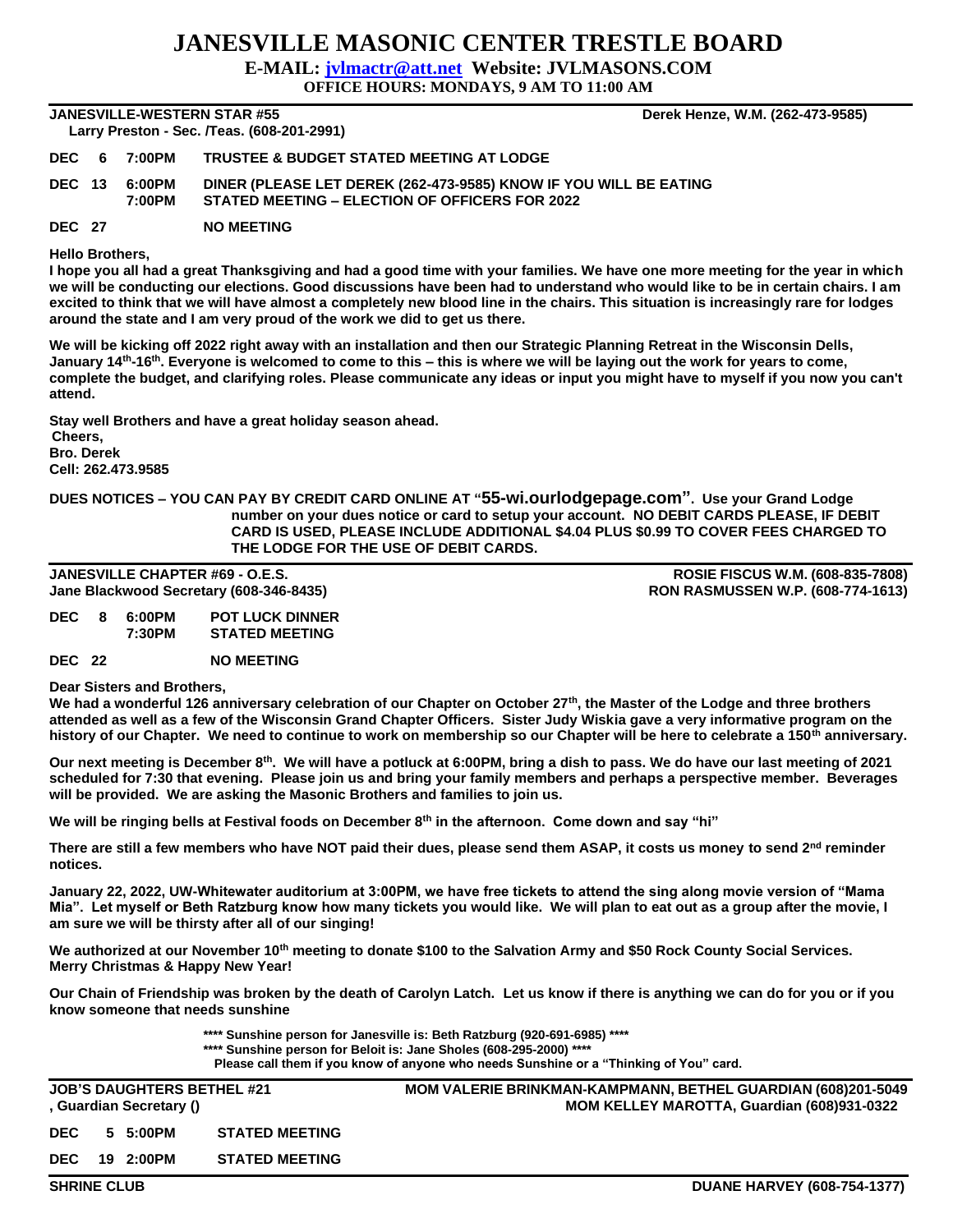# JANESVILLE MASONIC CENTER TRESTLE BOARD

**E-MAIL: jvlmactr@att.net Website: JVLMASONS.COM**

**OFFICE HOURS: MONDAYS, 9 AM TO 11:00 AM**

---

**JANESVILLE-WESTERN STAR #55** — **Derek Henze, W.M. (262-473-9585)**

**Larry Preston - Sec. /Teas. (608-201-2991)**

| | | |
|---|---|---|
| **DEC 6** | **7:00PM** | **TRUSTEE & BUDGET STATED MEETING AT LODGE** |
| **DEC 13** | **6:00PM** | **DINER (PLEASE LET DEREK (262-473-9585) KNOW IF YOU WILL BE EATING** |
| | **7:00PM** | **STATED MEETING – ELECTION OF OFFICERS FOR 2022** |
| **DEC 27** | | **NO MEETING** |

**Hello Brothers,**

**I hope you all had a great Thanksgiving and had a good time with your families. We have one more meeting for the year in which we will be conducting our elections. Good discussions have been had to understand who would like to be in certain chairs. I am excited to think that we will have almost a completely new blood line in the chairs. This situation is increasingly rare for lodges around the state and I am very proud of the work we did to get us there.**

**We will be kicking off 2022 right away with an installation and then our Strategic Planning Retreat in the Wisconsin Dells, January 14th-16th. Everyone is welcomed to come to this – this is where we will be laying out the work for years to come, complete the budget, and clarifying roles. Please communicate any ideas or input you might have to myself if you now you can't attend.**

**Stay well Brothers and have a great holiday season ahead.**
**Cheers,**
**Bro. Derek**
**Cell: 262.473.9585**

**DUES NOTICES – YOU CAN PAY BY CREDIT CARD ONLINE AT "55-wi.ourlodgepage.com". Use your Grand Lodge number on your dues notice or card to setup your account. NO DEBIT CARDS PLEASE, IF DEBIT CARD IS USED, PLEASE INCLUDE ADDITIONAL $4.04 PLUS $0.99 TO COVER FEES CHARGED TO THE LODGE FOR THE USE OF DEBIT CARDS.**

---

**JANESVILLE CHAPTER #69 - O.E.S.** — **ROSIE FISCUS W.M. (608-835-7808)**

**Jane Blackwood Secretary (608-346-8435)** — **RON RASMUSSEN W.P. (608-774-1613)**

| | | |
|---|---|---|
| **DEC 8** | **6:00PM** | **POT LUCK DINNER** |
| | **7:30PM** | **STATED MEETING** |
| **DEC 22** | | **NO MEETING** |

**Dear Sisters and Brothers,**

**We had a wonderful 126 anniversary celebration of our Chapter on October 27th, the Master of the Lodge and three brothers attended as well as a few of the Wisconsin Grand Chapter Officers. Sister Judy Wiskia gave a very informative program on the history of our Chapter. We need to continue to work on membership so our Chapter will be here to celebrate a 150th anniversary.**

**Our next meeting is December 8th. We will have a potluck at 6:00PM, bring a dish to pass. We do have our last meeting of 2021 scheduled for 7:30 that evening. Please join us and bring your family members and perhaps a perspective member. Beverages will be provided. We are asking the Masonic Brothers and families to join us.**

**We will be ringing bells at Festival foods on December 8th in the afternoon. Come down and say "hi"**

**There are still a few members who have NOT paid their dues, please send them ASAP, it costs us money to send 2nd reminder notices.**

**January 22, 2022, UW-Whitewater auditorium at 3:00PM, we have free tickets to attend the sing along movie version of "Mama Mia". Let myself or Beth Ratzburg know how many tickets you would like. We will plan to eat out as a group after the movie, I am sure we will be thirsty after all of our singing!**

**We authorized at our November 10th meeting to donate $100 to the Salvation Army and $50 Rock County Social Services. Merry Christmas & Happy New Year!**

**Our Chain of Friendship was broken by the death of Carolyn Latch. Let us know if there is anything we can do for you or if you know someone that needs sunshine**

**\*\*\*\* Sunshine person for Janesville is: Beth Ratzburg (920-691-6985) \*\*\*\***
**\*\*\*\* Sunshine person for Beloit is: Jane Sholes (608-295-2000) \*\*\*\***
**Please call them if you know of anyone who needs Sunshine or a "Thinking of You" card.**

---

**JOB'S DAUGHTERS BETHEL #21** — **MOM VALERIE BRINKMAN-KAMPMANN, BETHEL GUARDIAN (608)201-5049**

**, Guardian Secretary ()** — **MOM KELLEY MAROTTA, Guardian (608)931-0322**

| | | |
|---|---|---|
| **DEC 5** | **5:00PM** | **STATED MEETING** |
| **DEC 19** | **2:00PM** | **STATED MEETING** |

---

**SHRINE CLUB** — **DUANE HARVEY (608-754-1377)**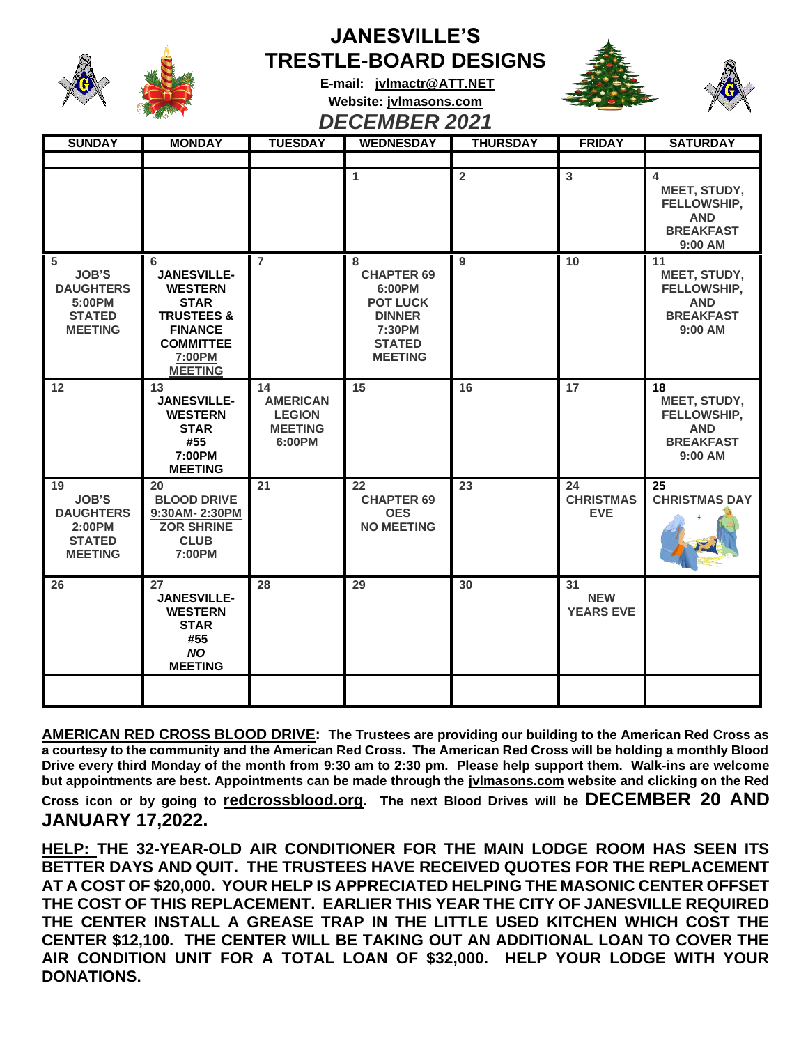# JANESVILLE'S TRESTLE-BOARD DESIGNS

**E-mail: jvlmactr@ATT.NET**

**Website: jvlmasons.com**

## *DECEMBER 2021*

| SUNDAY | MONDAY | TUESDAY | WEDNESDAY | THURSDAY | FRIDAY | SATURDAY |
|---|---|---|---|---|---|---|
| | | | 1 | 2 | 3 | 4 MEET, STUDY, FELLOWSHIP, AND BREAKFAST 9:00 AM |
| 5 JOB'S DAUGHTERS 5:00PM STATED MEETING | 6 JANESVILLE-WESTERN STAR TRUSTEES & FINANCE COMMITTEE 7:00PM MEETING | 7 | 8 CHAPTER 69 6:00PM POT LUCK DINNER 7:30PM STATED MEETING | 9 | 10 | 11 MEET, STUDY, FELLOWSHIP, AND BREAKFAST 9:00 AM |
| 12 | 13 JANESVILLE-WESTERN STAR #55 7:00PM MEETING | 14 AMERICAN LEGION MEETING 6:00PM | 15 | 16 | 17 | 18 MEET, STUDY, FELLOWSHIP, AND BREAKFAST 9:00 AM |
| 19 JOB'S DAUGHTERS 2:00PM STATED MEETING | 20 BLOOD DRIVE 9:30AM- 2:30PM ZOR SHRINE CLUB 7:00PM | 21 | 22 CHAPTER 69 OES NO MEETING | 23 | 24 CHRISTMAS EVE | 25 CHRISTMAS DAY |
| 26 | 27 JANESVILLE-WESTERN STAR #55 *NO* MEETING | 28 | 29 | 30 | 31 NEW YEARS EVE | |

**AMERICAN RED CROSS BLOOD DRIVE: The Trustees are providing our building to the American Red Cross as a courtesy to the community and the American Red Cross. The American Red Cross will be holding a monthly Blood Drive every third Monday of the month from 9:30 am to 2:30 pm. Please help support them. Walk-ins are welcome but appointments are best. Appointments can be made through the jvlmasons.com website and clicking on the Red Cross icon or by going to redcrossblood.org. The next Blood Drives will be DECEMBER 20 AND JANUARY 17,2022.**

**HELP: THE 32-YEAR-OLD AIR CONDITIONER FOR THE MAIN LODGE ROOM HAS SEEN ITS BETTER DAYS AND QUIT. THE TRUSTEES HAVE RECEIVED QUOTES FOR THE REPLACEMENT AT A COST OF $20,000. YOUR HELP IS APPRECIATED HELPING THE MASONIC CENTER OFFSET THE COST OF THIS REPLACEMENT. EARLIER THIS YEAR THE CITY OF JANESVILLE REQUIRED THE CENTER INSTALL A GREASE TRAP IN THE LITTLE USED KITCHEN WHICH COST THE CENTER $12,100. THE CENTER WILL BE TAKING OUT AN ADDITIONAL LOAN TO COVER THE AIR CONDITION UNIT FOR A TOTAL LOAN OF $32,000. HELP YOUR LODGE WITH YOUR DONATIONS.**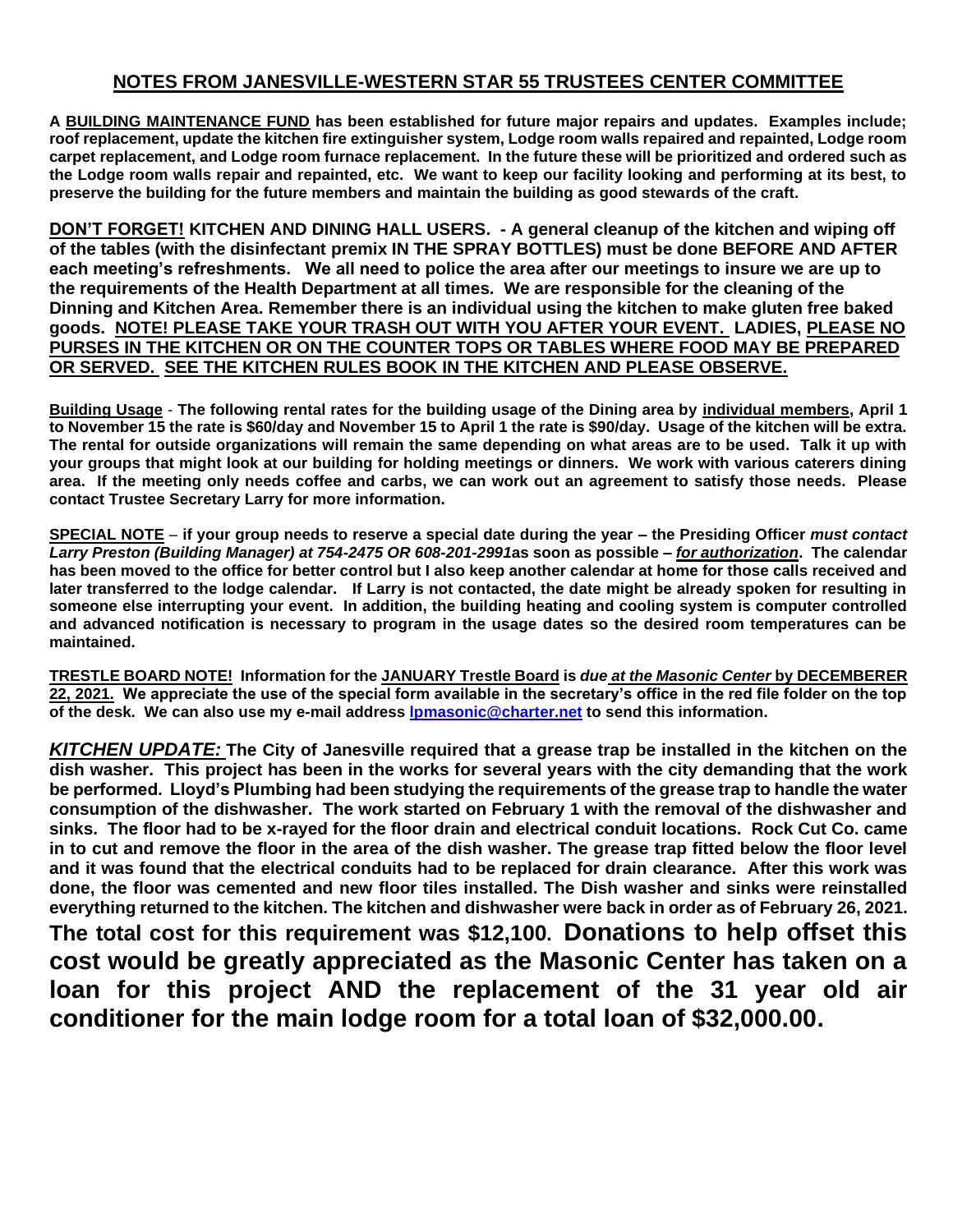## NOTES FROM JANESVILLE-WESTERN STAR 55 TRUSTEES CENTER COMMITTEE

**A BUILDING MAINTENANCE FUND has been established for future major repairs and updates. Examples include; roof replacement, update the kitchen fire extinguisher system, Lodge room walls repaired and repainted, Lodge room carpet replacement, and Lodge room furnace replacement. In the future these will be prioritized and ordered such as the Lodge room walls repair and repainted, etc. We want to keep our facility looking and performing at its best, to preserve the building for the future members and maintain the building as good stewards of the craft.**

**DON'T FORGET! KITCHEN AND DINING HALL USERS. - A general cleanup of the kitchen and wiping off of the tables (with the disinfectant premix IN THE SPRAY BOTTLES) must be done BEFORE AND AFTER each meeting's refreshments. We all need to police the area after our meetings to insure we are up to the requirements of the Health Department at all times. We are responsible for the cleaning of the Dinning and Kitchen Area. Remember there is an individual using the kitchen to make gluten free baked goods. NOTE! PLEASE TAKE YOUR TRASH OUT WITH YOU AFTER YOUR EVENT. LADIES, PLEASE NO PURSES IN THE KITCHEN OR ON THE COUNTER TOPS OR TABLES WHERE FOOD MAY BE PREPARED OR SERVED. SEE THE KITCHEN RULES BOOK IN THE KITCHEN AND PLEASE OBSERVE.**

**Building Usage - The following rental rates for the building usage of the Dining area by individual members, April 1 to November 15 the rate is $60/day and November 15 to April 1 the rate is $90/day. Usage of the kitchen will be extra. The rental for outside organizations will remain the same depending on what areas are to be used. Talk it up with your groups that might look at our building for holding meetings or dinners. We work with various caterers dining area. If the meeting only needs coffee and carbs, we can work out an agreement to satisfy those needs. Please contact Trustee Secretary Larry for more information.**

**SPECIAL NOTE – if your group needs to reserve a special date during the year – the Presiding Officer *must contact Larry Preston (Building Manager) at 754-2475 OR 608-201-2991* as soon as possible – *for authorization*. The calendar has been moved to the office for better control but I also keep another calendar at home for those calls received and later transferred to the lodge calendar. If Larry is not contacted, the date might be already spoken for resulting in someone else interrupting your event. In addition, the building heating and cooling system is computer controlled and advanced notification is necessary to program in the usage dates so the desired room temperatures can be maintained.**

**TRESTLE BOARD NOTE! Information for the JANUARY Trestle Board is *due at the Masonic Center* by DECEMBERER 22, 2021. We appreciate the use of the special form available in the secretary's office in the red file folder on the top of the desk. We can also use my e-mail address lpmasonic@charter.net to send this information.**

***KITCHEN UPDATE:*** **The City of Janesville required that a grease trap be installed in the kitchen on the dish washer. This project has been in the works for several years with the city demanding that the work be performed. Lloyd's Plumbing had been studying the requirements of the grease trap to handle the water consumption of the dishwasher. The work started on February 1 with the removal of the dishwasher and sinks. The floor had to be x-rayed for the floor drain and electrical conduit locations. Rock Cut Co. came in to cut and remove the floor in the area of the dish washer. The grease trap fitted below the floor level and it was found that the electrical conduits had to be replaced for drain clearance. After this work was done, the floor was cemented and new floor tiles installed. The Dish washer and sinks were reinstalled everything returned to the kitchen. The kitchen and dishwasher were back in order as of February 26, 2021. The total cost for this requirement was $12,100. Donations to help offset this cost would be greatly appreciated as the Masonic Center has taken on a loan for this project AND the replacement of the 31 year old air conditioner for the main lodge room for a total loan of $32,000.00.**